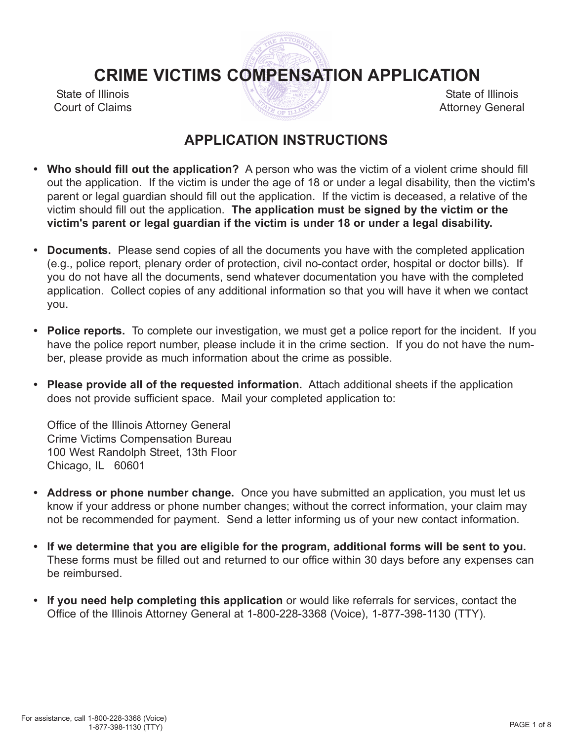# CRIME VICTIMS COMPENSATION APPLICATION

State of Illinois
Court of Claims

State of Illinois
Attorney General

## APPLICATION INSTRUCTIONS

- **Who should fill out the application?** A person who was the victim of a violent crime should fill out the application. If the victim is under the age of 18 or under a legal disability, then the victim's parent or legal guardian should fill out the application. If the victim is deceased, a relative of the victim should fill out the application. **The application must be signed by the victim or the victim's parent or legal guardian if the victim is under 18 or under a legal disability.**

- **Documents.** Please send copies of all the documents you have with the completed application (e.g., police report, plenary order of protection, civil no-contact order, hospital or doctor bills). If you do not have all the documents, send whatever documentation you have with the completed application. Collect copies of any additional information so that you will have it when we contact you.

- **Police reports.** To complete our investigation, we must get a police report for the incident. If you have the police report number, please include it in the crime section. If you do not have the number, please provide as much information about the crime as possible.

- **Please provide all of the requested information.** Attach additional sheets if the application does not provide sufficient space. Mail your completed application to:

  Office of the Illinois Attorney General
  Crime Victims Compensation Bureau
  100 West Randolph Street, 13th Floor
  Chicago, IL 60601

- **Address or phone number change.** Once you have submitted an application, you must let us know if your address or phone number changes; without the correct information, your claim may not be recommended for payment. Send a letter informing us of your new contact information.

- **If we determine that you are eligible for the program, additional forms will be sent to you.** These forms must be filled out and returned to our office within 30 days before any expenses can be reimbursed.

- **If you need help completing this application** or would like referrals for services, contact the Office of the Illinois Attorney General at 1-800-228-3368 (Voice), 1-877-398-1130 (TTY).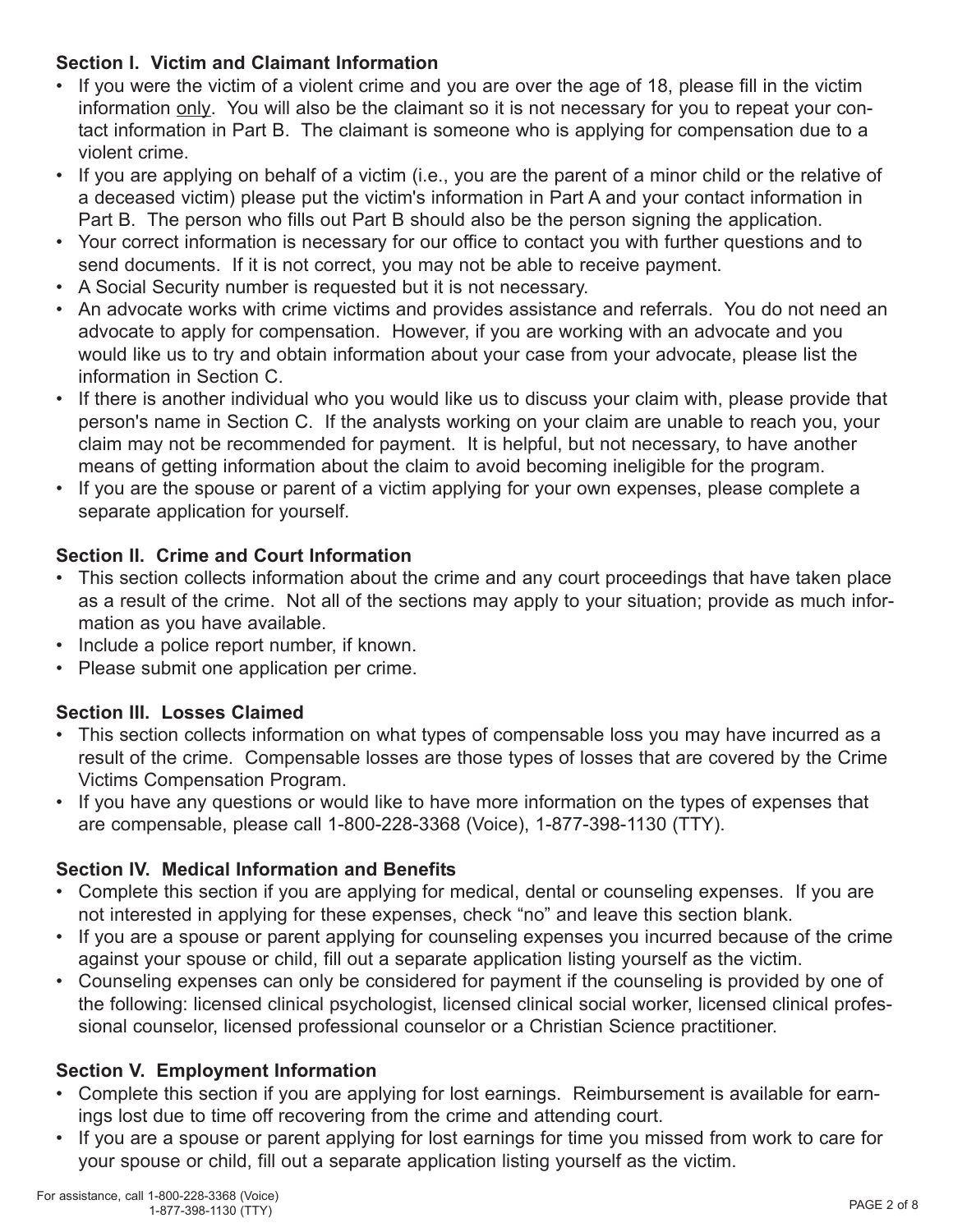**Section I. Victim and Claimant Information**

- If you were the victim of a violent crime and you are over the age of 18, please fill in the victim information only. You will also be the claimant so it is not necessary for you to repeat your contact information in Part B. The claimant is someone who is applying for compensation due to a violent crime.
- If you are applying on behalf of a victim (i.e., you are the parent of a minor child or the relative of a deceased victim) please put the victim's information in Part A and your contact information in Part B. The person who fills out Part B should also be the person signing the application.
- Your correct information is necessary for our office to contact you with further questions and to send documents. If it is not correct, you may not be able to receive payment.
- A Social Security number is requested but it is not necessary.
- An advocate works with crime victims and provides assistance and referrals. You do not need an advocate to apply for compensation. However, if you are working with an advocate and you would like us to try and obtain information about your case from your advocate, please list the information in Section C.
- If there is another individual who you would like us to discuss your claim with, please provide that person's name in Section C. If the analysts working on your claim are unable to reach you, your claim may not be recommended for payment. It is helpful, but not necessary, to have another means of getting information about the claim to avoid becoming ineligible for the program.
- If you are the spouse or parent of a victim applying for your own expenses, please complete a separate application for yourself.

**Section II. Crime and Court Information**

- This section collects information about the crime and any court proceedings that have taken place as a result of the crime. Not all of the sections may apply to your situation; provide as much information as you have available.
- Include a police report number, if known.
- Please submit one application per crime.

**Section III. Losses Claimed**

- This section collects information on what types of compensable loss you may have incurred as a result of the crime. Compensable losses are those types of losses that are covered by the Crime Victims Compensation Program.
- If you have any questions or would like to have more information on the types of expenses that are compensable, please call 1-800-228-3368 (Voice), 1-877-398-1130 (TTY).

**Section IV. Medical Information and Benefits**

- Complete this section if you are applying for medical, dental or counseling expenses. If you are not interested in applying for these expenses, check "no" and leave this section blank.
- If you are a spouse or parent applying for counseling expenses you incurred because of the crime against your spouse or child, fill out a separate application listing yourself as the victim.
- Counseling expenses can only be considered for payment if the counseling is provided by one of the following: licensed clinical psychologist, licensed clinical social worker, licensed clinical professional counselor, licensed professional counselor or a Christian Science practitioner.

**Section V. Employment Information**

- Complete this section if you are applying for lost earnings. Reimbursement is available for earnings lost due to time off recovering from the crime and attending court.
- If you are a spouse or parent applying for lost earnings for time you missed from work to care for your spouse or child, fill out a separate application listing yourself as the victim.

For assistance, call 1-800-228-3368 (Voice) 1-877-398-1130 (TTY)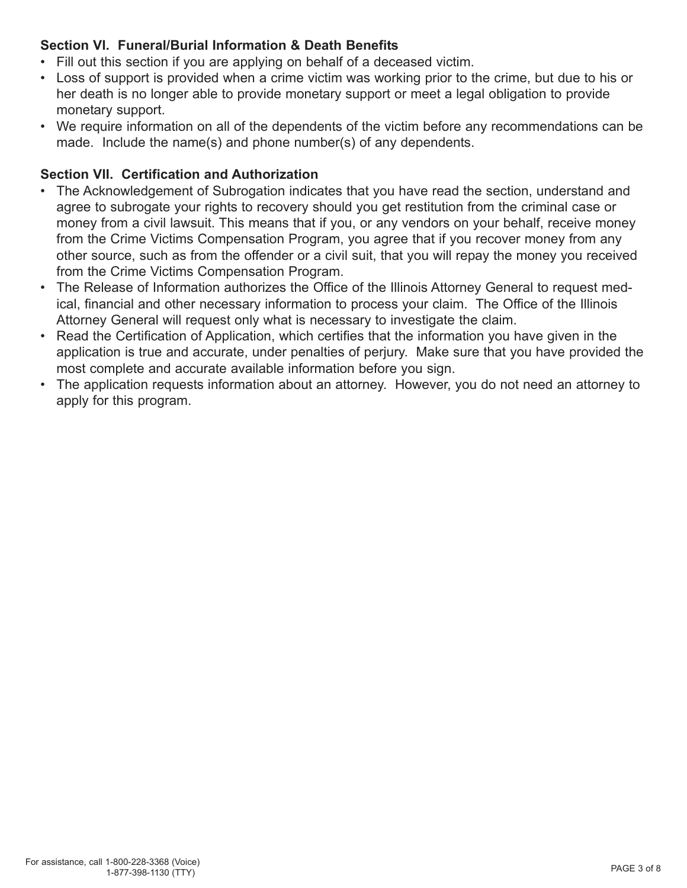### Section VI. Funeral/Burial Information & Death Benefits

- Fill out this section if you are applying on behalf of a deceased victim.
- Loss of support is provided when a crime victim was working prior to the crime, but due to his or her death is no longer able to provide monetary support or meet a legal obligation to provide monetary support.
- We require information on all of the dependents of the victim before any recommendations can be made. Include the name(s) and phone number(s) of any dependents.

### Section VII. Certification and Authorization

- The Acknowledgement of Subrogation indicates that you have read the section, understand and agree to subrogate your rights to recovery should you get restitution from the criminal case or money from a civil lawsuit. This means that if you, or any vendors on your behalf, receive money from the Crime Victims Compensation Program, you agree that if you recover money from any other source, such as from the offender or a civil suit, that you will repay the money you received from the Crime Victims Compensation Program.
- The Release of Information authorizes the Office of the Illinois Attorney General to request medical, financial and other necessary information to process your claim. The Office of the Illinois Attorney General will request only what is necessary to investigate the claim.
- Read the Certification of Application, which certifies that the information you have given in the application is true and accurate, under penalties of perjury. Make sure that you have provided the most complete and accurate available information before you sign.
- The application requests information about an attorney. However, you do not need an attorney to apply for this program.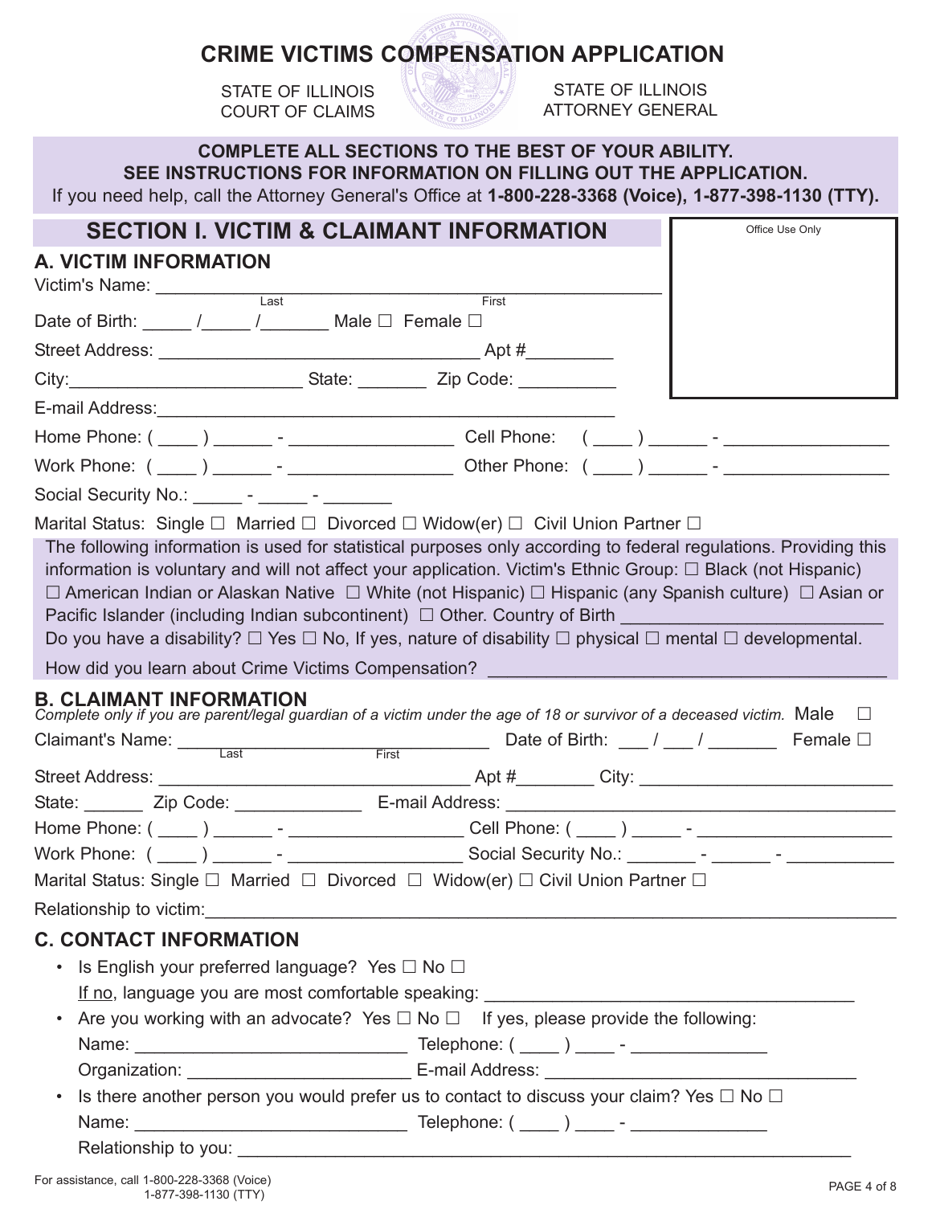# CRIME VICTIMS COMPENSATION APPLICATION

STATE OF ILLINOIS
COURT OF CLAIMS

STATE OF ILLINOIS
ATTORNEY GENERAL

**COMPLETE ALL SECTIONS TO THE BEST OF YOUR ABILITY.**
**SEE INSTRUCTIONS FOR INFORMATION ON FILLING OUT THE APPLICATION.**
If you need help, call the Attorney General's Office at **1-800-228-3368 (Voice), 1-877-398-1130 (TTY).**

## SECTION I. VICTIM & CLAIMANT INFORMATION

Office Use Only

### A. VICTIM INFORMATION

Victim's Name: ____________________________________________________
Last First

Date of Birth: _____ /_____ /_______ Male ☐ Female ☐

Street Address: _________________________________ Apt #_________

City:________________________ State: _______ Zip Code: __________

E-mail Address:_______________________________________________

Home Phone: ( ____ ) ______ - _________________ Cell Phone: ( ____ ) ______ - ________________

Work Phone: ( ____ ) ______ - _________________ Other Phone: ( ____ ) ______ - ________________

Social Security No.: _____ - _____ - _______

Marital Status: Single ☐ Married ☐ Divorced ☐ Widow(er) ☐ Civil Union Partner ☐

The following information is used for statistical purposes only according to federal regulations. Providing this information is voluntary and will not affect your application. Victim's Ethnic Group: ☐ Black (not Hispanic) ☐ American Indian or Alaskan Native ☐ White (not Hispanic) ☐ Hispanic (any Spanish culture) ☐ Asian or Pacific Islander (including Indian subcontinent) ☐ Other. Country of Birth __________________________
Do you have a disability? ☐ Yes ☐ No, If yes, nature of disability ☐ physical ☐ mental ☐ developmental.

How did you learn about Crime Victims Compensation? ________________________________________

### B. CLAIMANT INFORMATION

*Complete only if you are parent/legal guardian of a victim under the age of 18 or survivor of a deceased victim.*

Claimant's Name: ______________________________ Date of Birth: ___ / ___ / _______ Male ☐ Female ☐
Last First

Street Address: ________________________________ Apt #________ City: _________________________

State: ______ Zip Code: _____________ E-mail Address: _______________________________________

Home Phone: ( ____ ) ______ - _________________ Cell Phone: ( ____ ) _____ - ___________________

Work Phone: ( ____ ) ______ - _________________ Social Security No.: _______ - ______ - __________

Marital Status: Single ☐ Married ☐ Divorced ☐ Widow(er) ☐ Civil Union Partner ☐

Relationship to victim:___________________________________________________________________

### C. CONTACT INFORMATION

- Is English your preferred language? Yes ☐ No ☐
  If no, language you are most comfortable speaking: ____________________________________
- Are you working with an advocate? Yes ☐ No ☐ If yes, please provide the following:
  Name: ___________________________ Telephone: ( ____ ) ____ - ______________
  Organization: ______________________ E-mail Address: ________________________________
- Is there another person you would prefer us to contact to discuss your claim? Yes ☐ No ☐
  Name: ___________________________ Telephone: ( ____ ) ____ - ______________
  Relationship to you: _______________________________________________________________

For assistance, call 1-800-228-3368 (Voice)
1-877-398-1130 (TTY)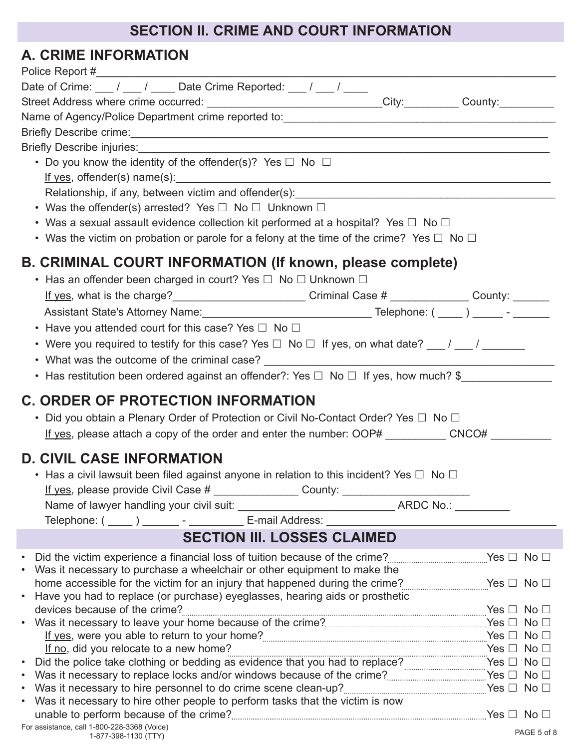## SECTION II. CRIME AND COURT INFORMATION

### A. CRIME INFORMATION

Police Report #\_\_\_\_\_\_\_\_\_\_\_\_\_\_\_\_\_\_\_\_\_\_\_\_\_\_\_\_\_\_\_\_\_\_\_\_\_\_\_\_\_\_\_\_\_\_\_\_

Date of Crime: \_\_\_ / \_\_\_ / \_\_\_\_ Date Crime Reported: \_\_\_ / \_\_\_ / \_\_\_\_

Street Address where crime occurred: \_\_\_\_\_\_\_\_\_\_\_\_\_\_\_\_\_\_\_\_\_\_\_\_\_\_\_\_City:\_\_\_\_\_\_\_\_\_ County:\_\_\_\_\_\_\_\_\_

Name of Agency/Police Department crime reported to:\_\_\_\_\_\_\_\_\_\_\_\_\_\_\_\_\_\_\_\_\_\_\_\_\_\_\_\_\_\_\_\_\_\_\_\_\_\_\_\_

Briefly Describe crime:\_\_\_\_\_\_\_\_\_\_\_\_\_\_\_\_\_\_\_\_\_\_\_\_\_\_\_\_\_\_\_\_\_\_\_\_\_\_\_\_\_\_\_\_\_\_\_\_\_\_\_\_\_\_\_\_

Briefly Describe injuries:\_\_\_\_\_\_\_\_\_\_\_\_\_\_\_\_\_\_\_\_\_\_\_\_\_\_\_\_\_\_\_\_\_\_\_\_\_\_\_\_\_\_\_\_\_\_\_\_\_\_\_\_\_\_

- Do you know the identity of the offender(s)? Yes ☐ No ☐

  If yes, offender(s) name(s):\_\_\_\_\_\_\_\_\_\_\_\_\_\_\_\_\_\_\_\_\_\_\_\_\_\_\_\_\_\_\_\_\_\_\_\_\_\_\_\_\_\_\_\_\_\_\_\_\_\_

  Relationship, if any, between victim and offender(s):\_\_\_\_\_\_\_\_\_\_\_\_\_\_\_\_\_\_\_\_\_\_\_\_\_\_\_\_\_\_\_\_\_\_\_
- Was the offender(s) arrested? Yes ☐ No ☐ Unknown ☐
- Was a sexual assault evidence collection kit performed at a hospital? Yes ☐ No ☐
- Was the victim on probation or parole for a felony at the time of the crime? Yes ☐ No ☐

### B. CRIMINAL COURT INFORMATION (If known, please complete)

- Has an offender been charged in court? Yes ☐ No ☐ Unknown ☐

  If yes, what is the charge?\_\_\_\_\_\_\_\_\_\_\_\_\_\_\_\_\_\_\_\_\_\_ Criminal Case # \_\_\_\_\_\_\_\_\_\_\_\_\_ County: \_\_\_\_\_\_

  Assistant State's Attorney Name:\_\_\_\_\_\_\_\_\_\_\_\_\_\_\_\_\_\_\_\_\_\_\_\_\_\_\_\_ Telephone: ( \_\_\_\_ ) \_\_\_\_\_ - \_\_\_\_\_\_
- Have you attended court for this case? Yes ☐ No ☐
- Were you required to testify for this case? Yes ☐ No ☐ If yes, on what date? \_\_\_ / \_\_\_ / \_\_\_\_\_\_\_
- What was the outcome of the criminal case? \_\_\_\_\_\_\_\_\_\_\_\_\_\_\_\_\_\_\_\_\_\_\_\_\_\_\_\_\_\_\_\_\_\_\_\_\_\_\_\_\_\_\_\_
- Has restitution been ordered against an offender?: Yes ☐ No ☐ If yes, how much? $\_\_\_\_\_\_\_\_\_\_\_\_\_\_\_

### C. ORDER OF PROTECTION INFORMATION

- Did you obtain a Plenary Order of Protection or Civil No-Contact Order? Yes ☐ No ☐

  If yes, please attach a copy of the order and enter the number: OOP# \_\_\_\_\_\_\_\_\_\_ CNCO# \_\_\_\_\_\_\_\_\_\_

### D. CIVIL CASE INFORMATION

- Has a civil lawsuit been filed against anyone in relation to this incident? Yes ☐ No ☐

  If yes, please provide Civil Case # \_\_\_\_\_\_\_\_\_\_\_\_\_\_ County: \_\_\_\_\_\_\_\_\_\_\_\_\_\_\_\_\_\_\_\_\_

  Name of lawyer handling your civil suit: \_\_\_\_\_\_\_\_\_\_\_\_\_\_\_\_\_\_\_\_\_\_\_\_\_\_ ARDC No.: \_\_\_\_\_\_\_\_\_

  Telephone: ( \_\_\_\_ ) \_\_\_\_\_\_ - \_\_\_\_\_\_\_\_\_ E-mail Address: \_\_\_\_\_\_\_\_\_\_\_\_\_\_\_\_\_\_\_\_\_\_\_\_\_\_\_\_\_\_\_\_\_\_\_\_\_\_

## SECTION III. LOSSES CLAIMED

- Did the victim experience a financial loss of tuition because of the crime? ........ Yes ☐ No ☐
- Was it necessary to purchase a wheelchair or other equipment to make the home accessible for the victim for an injury that happened during the crime? ........ Yes ☐ No ☐
- Have you had to replace (or purchase) eyeglasses, hearing aids or prosthetic devices because of the crime? ........ Yes ☐ No ☐
- Was it necessary to leave your home because of the crime? ........ Yes ☐ No ☐

  If yes, were you able to return to your home? ........ Yes ☐ No ☐

  If no, did you relocate to a new home? ........ Yes ☐ No ☐
- Did the police take clothing or bedding as evidence that you had to replace? ........ Yes ☐ No ☐
- Was it necessary to replace locks and/or windows because of the crime? ........ Yes ☐ No ☐
- Was it necessary to hire personnel to do crime scene clean-up? ........ Yes ☐ No ☐
- Was it necessary to hire other people to perform tasks that the victim is now unable to perform because of the crime? ........ Yes ☐ No ☐

For assistance, call 1-800-228-3368 (Voice)
1-877-398-1130 (TTY)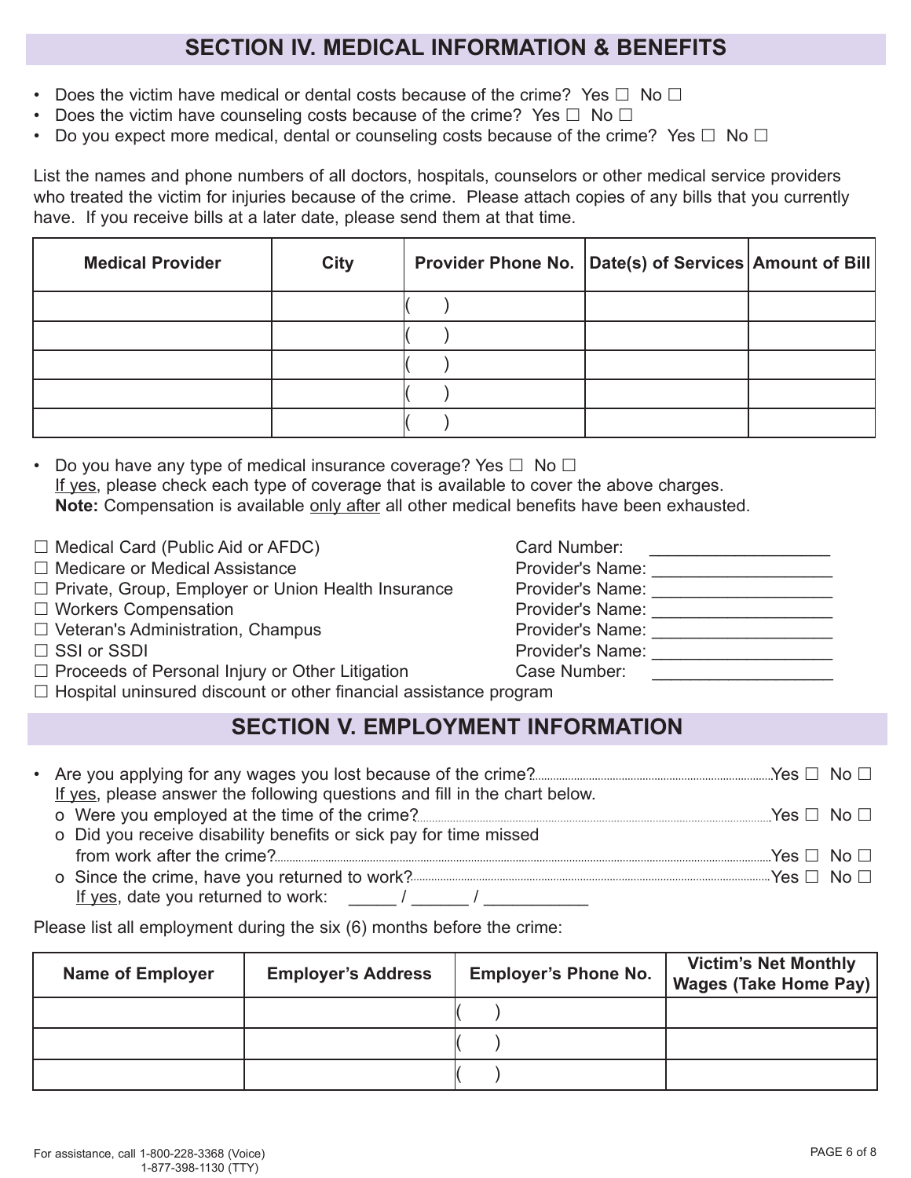## SECTION IV. MEDICAL INFORMATION & BENEFITS

- Does the victim have medical or dental costs because of the crime? Yes ☐ No ☐
- Does the victim have counseling costs because of the crime? Yes ☐ No ☐
- Do you expect more medical, dental or counseling costs because of the crime? Yes ☐ No ☐

List the names and phone numbers of all doctors, hospitals, counselors or other medical service providers who treated the victim for injuries because of the crime. Please attach copies of any bills that you currently have. If you receive bills at a later date, please send them at that time.

| Medical Provider | City | Provider Phone No. | Date(s) of Services | Amount of Bill |
|---|---|---|---|---|
| | | ( ) | | |
| | | ( ) | | |
| | | ( ) | | |
| | | ( ) | | |
| | | ( ) | | |

- Do you have any type of medical insurance coverage? Yes ☐ No ☐
  If yes, please check each type of coverage that is available to cover the above charges.
  **Note:** Compensation is available only after all other medical benefits have been exhausted.

☐ Medical Card (Public Aid or AFDC) — Card Number: ____________________
☐ Medicare or Medical Assistance — Provider's Name: ____________________
☐ Private, Group, Employer or Union Health Insurance — Provider's Name: ____________________
☐ Workers Compensation — Provider's Name: ____________________
☐ Veteran's Administration, Champus — Provider's Name: ____________________
☐ SSI or SSDI — Provider's Name: ____________________
☐ Proceeds of Personal Injury or Other Litigation — Case Number: ____________________
☐ Hospital uninsured discount or other financial assistance program

## SECTION V. EMPLOYMENT INFORMATION

- Are you applying for any wages you lost because of the crime? .......... Yes ☐ No ☐
  If yes, please answer the following questions and fill in the chart below.
  - Were you employed at the time of the crime? .......... Yes ☐ No ☐
  - Did you receive disability benefits or sick pay for time missed from work after the crime? .......... Yes ☐ No ☐
  - Since the crime, have you returned to work? .......... Yes ☐ No ☐
    If yes, date you returned to work: _____ / ______ / ___________

Please list all employment during the six (6) months before the crime:

| Name of Employer | Employer's Address | Employer's Phone No. | Victim's Net Monthly Wages (Take Home Pay) |
|---|---|---|---|
| | | ( ) | |
| | | ( ) | |
| | | ( ) | |

For assistance, call 1-800-228-3368 (Voice)
1-877-398-1130 (TTY)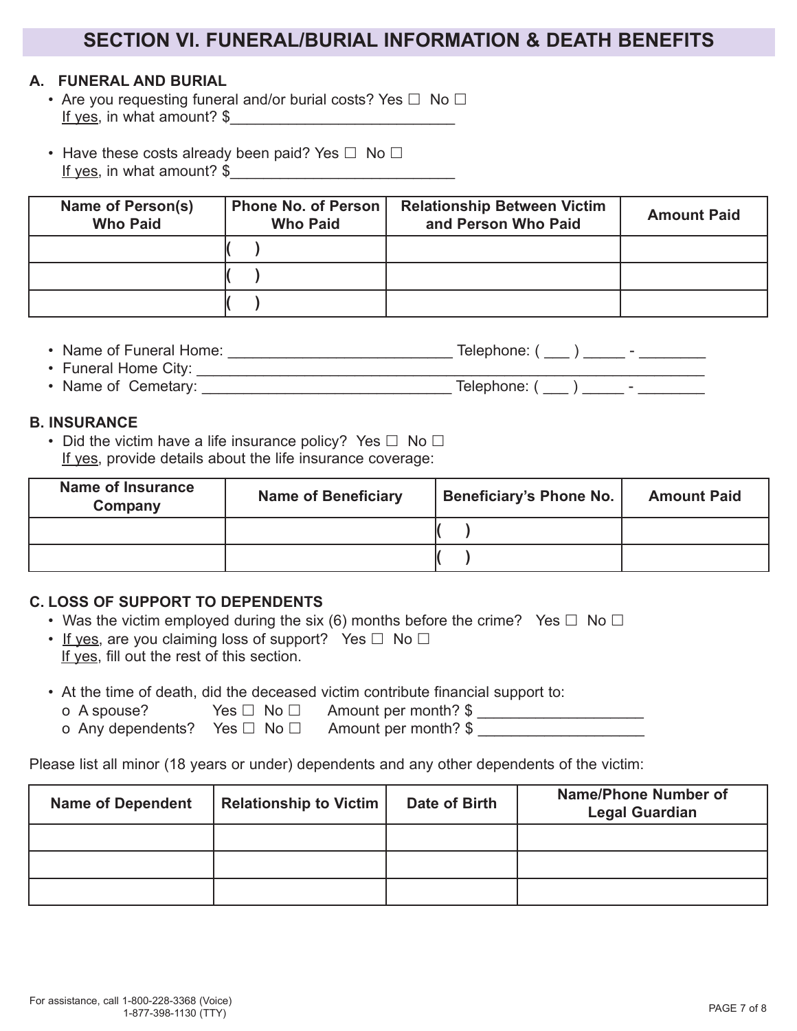## SECTION VI. FUNERAL/BURIAL INFORMATION & DEATH BENEFITS

### A. FUNERAL AND BURIAL

- Are you requesting funeral and/or burial costs? Yes ☐ No ☐
  If yes, in what amount? $___________________________
- Have these costs already been paid? Yes ☐ No ☐
  If yes, in what amount? $___________________________

| Name of Person(s) Who Paid | Phone No. of Person Who Paid | Relationship Between Victim and Person Who Paid | Amount Paid |
|---|---|---|---|
| | (   ) | | |
| | (   ) | | |
| | (   ) | | |

- Name of Funeral Home: ___________________________ Telephone: ( ___ ) _____ - ________
- Funeral Home City: ___________________________________________________________
- Name of Cemetary: ______________________________ Telephone: ( ___ ) _____ - ________

### B. INSURANCE

- Did the victim have a life insurance policy? Yes ☐ No ☐
  If yes, provide details about the life insurance coverage:

| Name of Insurance Company | Name of Beneficiary | Beneficiary's Phone No. | Amount Paid |
|---|---|---|---|
| | | (   ) | |
| | | (   ) | |

### C. LOSS OF SUPPORT TO DEPENDENTS

- Was the victim employed during the six (6) months before the crime? Yes ☐ No ☐
- If yes, are you claiming loss of support? Yes ☐ No ☐
  If yes, fill out the rest of this section.
- At the time of death, did the deceased victim contribute financial support to:
  - o A spouse? Yes ☐ No ☐ Amount per month? $ ___________________
  - o Any dependents? Yes ☐ No ☐ Amount per month? $ ___________________

Please list all minor (18 years or under) dependents and any other dependents of the victim:

| Name of Dependent | Relationship to Victim | Date of Birth | Name/Phone Number of Legal Guardian |
|---|---|---|---|
| | | | |
| | | | |
| | | | |

For assistance, call 1-800-228-3368 (Voice)
1-877-398-1130 (TTY)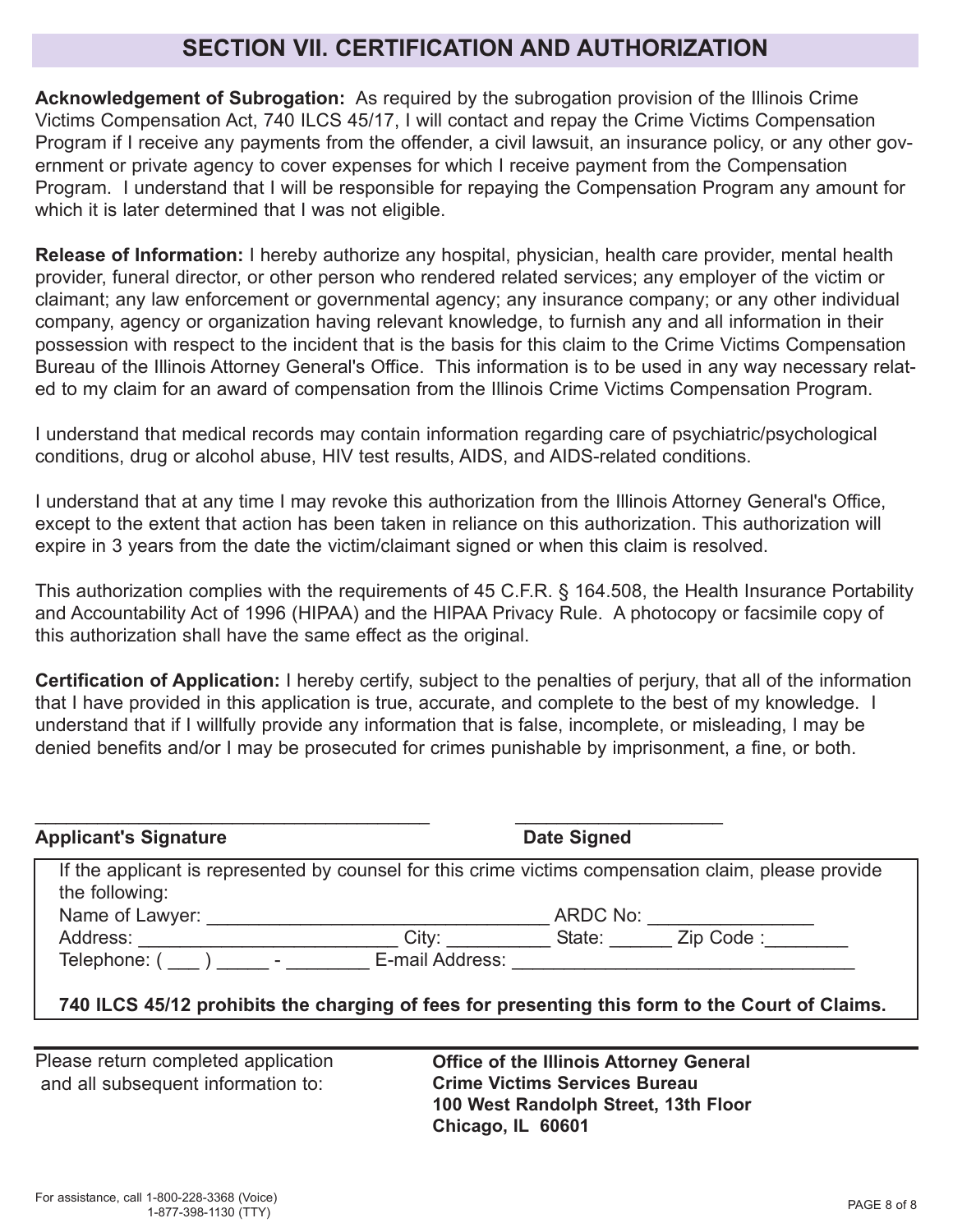## SECTION VII. CERTIFICATION AND AUTHORIZATION

**Acknowledgement of Subrogation:** As required by the subrogation provision of the Illinois Crime Victims Compensation Act, 740 ILCS 45/17, I will contact and repay the Crime Victims Compensation Program if I receive any payments from the offender, a civil lawsuit, an insurance policy, or any other government or private agency to cover expenses for which I receive payment from the Compensation Program. I understand that I will be responsible for repaying the Compensation Program any amount for which it is later determined that I was not eligible.

**Release of Information:** I hereby authorize any hospital, physician, health care provider, mental health provider, funeral director, or other person who rendered related services; any employer of the victim or claimant; any law enforcement or governmental agency; any insurance company; or any other individual company, agency or organization having relevant knowledge, to furnish any and all information in their possession with respect to the incident that is the basis for this claim to the Crime Victims Compensation Bureau of the Illinois Attorney General's Office. This information is to be used in any way necessary related to my claim for an award of compensation from the Illinois Crime Victims Compensation Program.

I understand that medical records may contain information regarding care of psychiatric/psychological conditions, drug or alcohol abuse, HIV test results, AIDS, and AIDS-related conditions.

I understand that at any time I may revoke this authorization from the Illinois Attorney General's Office, except to the extent that action has been taken in reliance on this authorization. This authorization will expire in 3 years from the date the victim/claimant signed or when this claim is resolved.

This authorization complies with the requirements of 45 C.F.R. § 164.508, the Health Insurance Portability and Accountability Act of 1996 (HIPAA) and the HIPAA Privacy Rule. A photocopy or facsimile copy of this authorization shall have the same effect as the original.

**Certification of Application:** I hereby certify, subject to the penalties of perjury, that all of the information that I have provided in this application is true, accurate, and complete to the best of my knowledge. I understand that if I willfully provide any information that is false, incomplete, or misleading, I may be denied benefits and/or I may be prosecuted for crimes punishable by imprisonment, a fine, or both.

______________________________________ ____________________

**Applicant's Signature** **Date Signed**

If the applicant is represented by counsel for this crime victims compensation claim, please provide the following:

Name of Lawyer: ________________________________ ARDC No: _______________

Address: ________________________ City: __________ State: ______ Zip Code :________

Telephone: ( ___ ) _____ - ________ E-mail Address: ________________________________

**740 ILCS 45/12 prohibits the charging of fees for presenting this form to the Court of Claims.**

Please return completed application and all subsequent information to:

**Office of the Illinois Attorney General**
**Crime Victims Services Bureau**
**100 West Randolph Street, 13th Floor**
**Chicago, IL 60601**

For assistance, call 1-800-228-3368 (Voice)
1-877-398-1130 (TTY)